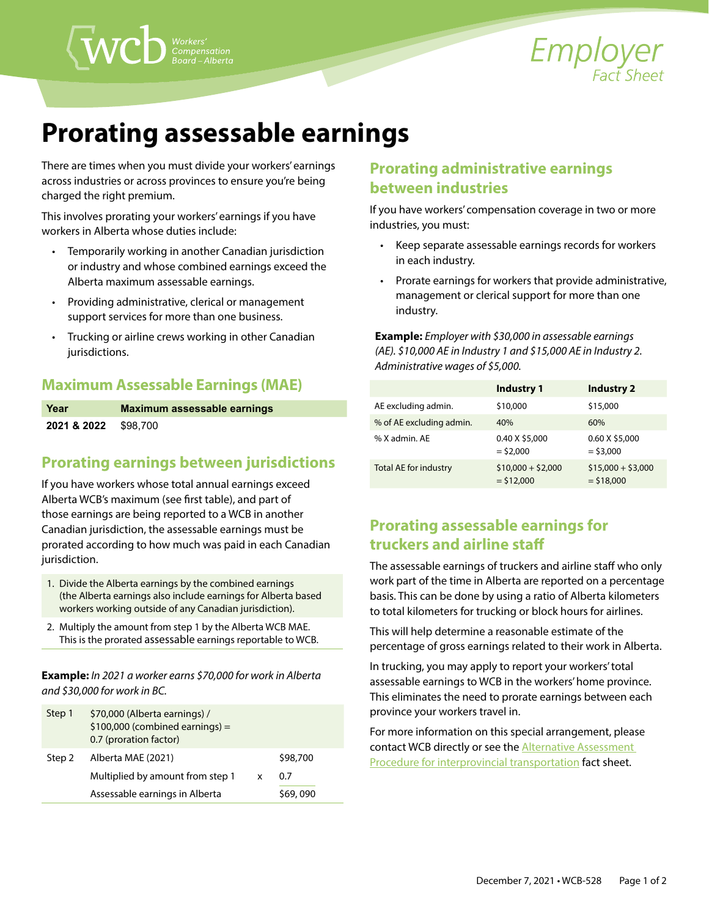# Prorating assessable earnings

There are times when you must divide your workers' earnings across industries or across provinces to ensure you're being charged the right premium.

This involves prorating your workers' earnings if you have workers in Alberta whose duties include:

- Temporarily working in another Canadian jurisdiction or industry and whose combined earnings exceed the Alberta maximum assessable earnings.
- Providing administrative, clerical or management support services for more than one business.
- Trucking or airline crews working in other Canadian jurisdictions.

## Maximum Assessable Earnings (MAE)

| Year | Maximum assessable earnings |
|---|---|
| **2021 & 2022** | $98,700 |

## Prorating earnings between jurisdictions

If you have workers whose total annual earnings exceed Alberta WCB's maximum (see first table), and part of those earnings are being reported to a WCB in another Canadian jurisdiction, the assessable earnings must be prorated according to how much was paid in each Canadian jurisdiction.

1. Divide the Alberta earnings by the combined earnings (the Alberta earnings also include earnings for Alberta based workers working outside of any Canadian jurisdiction).
2. Multiply the amount from step 1 by the Alberta WCB MAE. This is the prorated assessable earnings reportable to WCB.

**Example:** *In 2021 a worker earns $70,000 for work in Alberta and $30,000 for work in BC.*

| | | | |
|---|---|---|---|
| Step 1 | $70,000 (Alberta earnings) / $100,000 (combined earnings) = 0.7 (proration factor) | | |
| Step 2 | Alberta MAE (2021) | | $98,700 |
| | Multiplied by amount from step 1 | x | 0.7 |
| | Assessable earnings in Alberta | | $69, 090 |

## Prorating administrative earnings between industries

If you have workers' compensation coverage in two or more industries, you must:

- Keep separate assessable earnings records for workers in each industry.
- Prorate earnings for workers that provide administrative, management or clerical support for more than one industry.

**Example:** *Employer with $30,000 in assessable earnings (AE). $10,000 AE in Industry 1 and $15,000 AE in Industry 2. Administrative wages of $5,000.*

| | Industry 1 | Industry 2 |
|---|---|---|
| AE excluding admin. | $10,000 | $15,000 |
| % of AE excluding admin. | 40% | 60% |
| % X admin. AE | 0.40 X $5,000 = $2,000 | 0.60 X $5,000 = $3,000 |
| Total AE for industry | $10,000 + $2,000 = $12,000 | $15,000 + $3,000 = $18,000 |

## Prorating assessable earnings for truckers and airline staff

The assessable earnings of truckers and airline staff who only work part of the time in Alberta are reported on a percentage basis. This can be done by using a ratio of Alberta kilometers to total kilometers for trucking or block hours for airlines.

This will help determine a reasonable estimate of the percentage of gross earnings related to their work in Alberta.

In trucking, you may apply to report your workers' total assessable earnings to WCB in the workers' home province. This eliminates the need to prorate earnings between each province your workers travel in.

For more information on this special arrangement, please contact WCB directly or see the Alternative Assessment Procedure for interprovincial transportation fact sheet.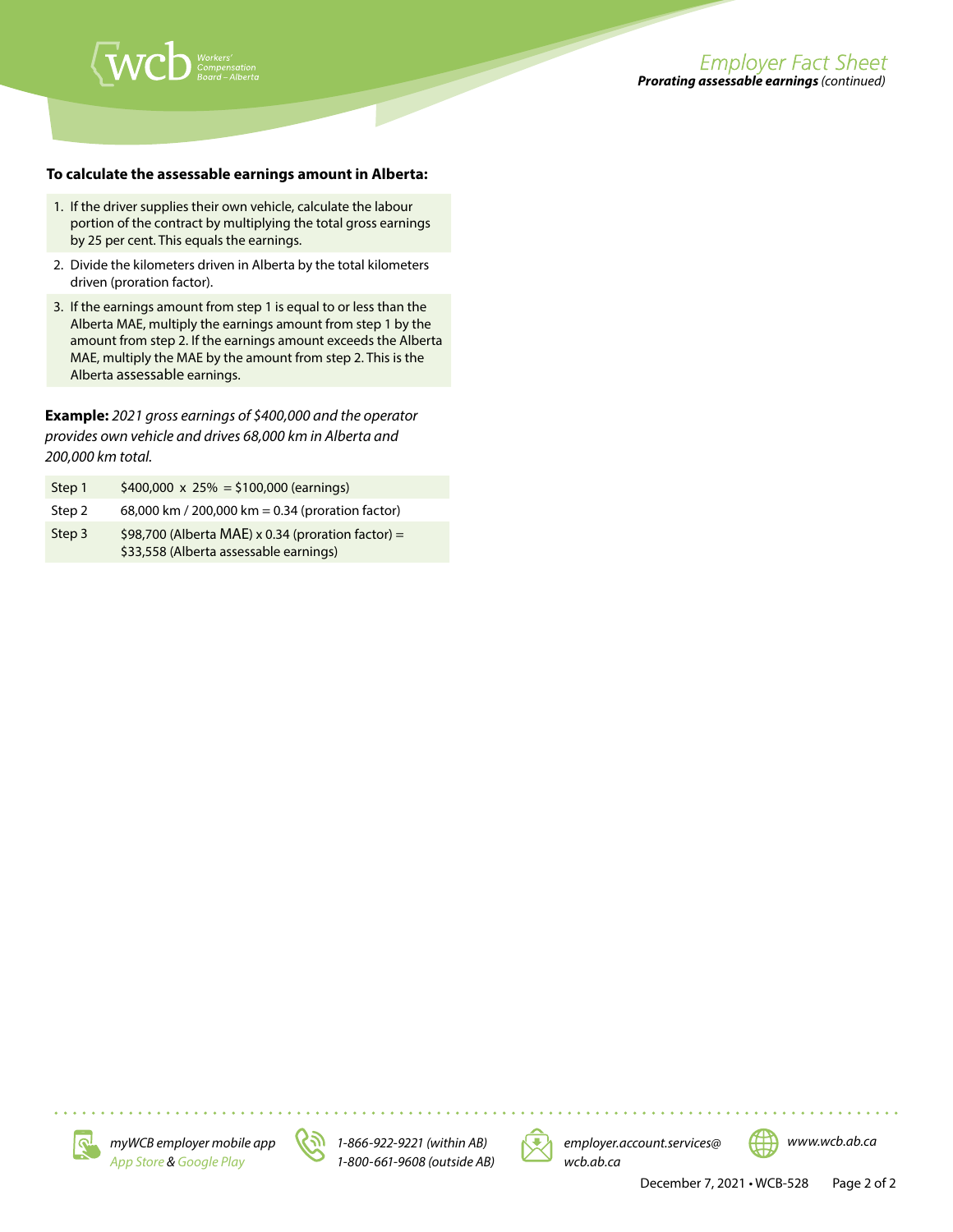**To calculate the assessable earnings amount in Alberta:**

1. If the driver supplies their own vehicle, calculate the labour portion of the contract by multiplying the total gross earnings by 25 per cent. This equals the earnings.
2. Divide the kilometers driven in Alberta by the total kilometers driven (proration factor).
3. If the earnings amount from step 1 is equal to or less than the Alberta MAE, multiply the earnings amount from step 1 by the amount from step 2. If the earnings amount exceeds the Alberta MAE, multiply the MAE by the amount from step 2. This is the Alberta assessable earnings.

**Example:** *2021 gross earnings of $400,000 and the operator provides own vehicle and drives 68,000 km in Alberta and 200,000 km total.*

| | |
|---|---|
| Step 1 | $400,000 x 25% = $100,000 (earnings) |
| Step 2 | 68,000 km / 200,000 km = 0.34 (proration factor) |
| Step 3 | $98,700 (Alberta MAE) x 0.34 (proration factor) = $33,558 (Alberta assessable earnings) |

*myWCB employer mobile app*
*App Store & Google Play*

*1-866-922-9221 (within AB)*
*1-800-661-9608 (outside AB)*

*employer.account.services@wcb.ab.ca*

*www.wcb.ab.ca*

December 7, 2021 • WCB-528